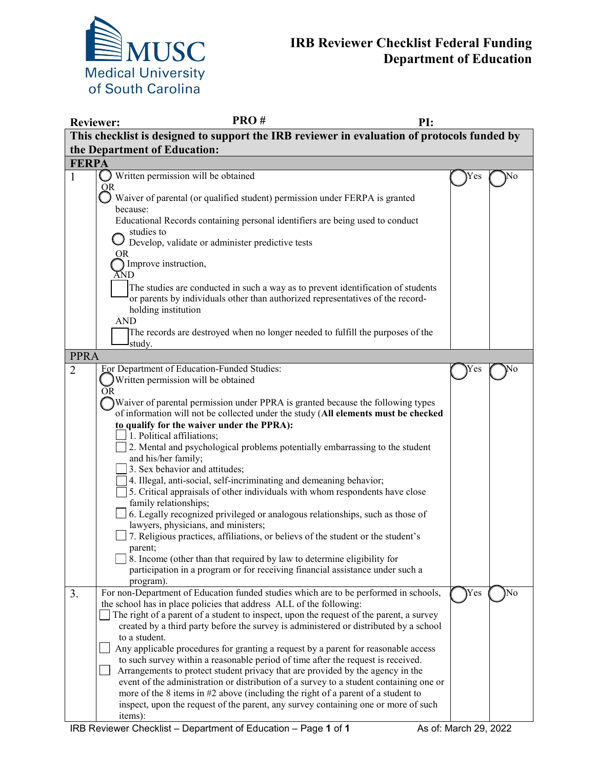# IRB Reviewer Checklist Federal Funding Department of Education

MUSC Medical University of South Carolina

**Reviewer:** **PRO #** **PI:**

| | **This checklist is designed to support the IRB reviewer in evaluation of protocols funded by the Department of Education:** | | |
|---|---|---|---|
| **FERPA** | | | |
| 1 | ◯ Written permission will be obtained<br>OR<br>◯ Waiver of parental (or qualified student) permission under FERPA is granted because:<br>Educational Records containing personal identifiers are being used to conduct studies to<br>◯ Develop, validate or administer predictive tests<br>OR<br>◯ Improve instruction,<br>AND<br>☐ The studies are conducted in such a way as to prevent identification of students or parents by individuals other than authorized representatives of the record-holding institution<br>AND<br>☐ The records are destroyed when no longer needed to fulfill the purposes of the study. | ◯ Yes | ◯ No |
| PPRA | | | |
| 2 | For Department of Education-Funded Studies:<br>◯ Written permission will be obtained<br>OR<br>◯ Waiver of parental permission under PPRA is granted because the following types of information will not be collected under the study (**All elements must be checked to qualify for the waiver under the PPRA):**<br>☐ 1. Political affiliations;<br>☐ 2. Mental and psychological problems potentially embarrassing to the student and his/her family;<br>☐ 3. Sex behavior and attitudes;<br>☐ 4. Illegal, anti-social, self-incriminating and demeaning behavior;<br>☐ 5. Critical appraisals of other individuals with whom respondents have close family relationships;<br>☐ 6. Legally recognized privileged or analogous relationships, such as those of lawyers, physicians, and ministers;<br>☐ 7. Religious practices, affiliations, or believs of the student or the student's parent;<br>☐ 8. Income (other than that required by law to determine eligibility for participation in a program or for receiving financial assistance under such a program). | ◯ Yes | ◯ No |
| 3. | For non-Department of Education funded studies which are to be performed in schools, the school has in place policies that address ALL of the following:<br>☐ The right of a parent of a student to inspect, upon the request of the parent, a survey created by a third party before the survey is administered or distributed by a school to a student.<br>☐ Any applicable procedures for granting a request by a parent for reasonable access to such survey within a reasonable period of time after the request is received.<br>☐ Arrangements to protect student privacy that are provided by the agency in the event of the administration or distribution of a survey to a student containing one or more of the 8 items in #2 above (including the right of a parent of a student to inspect, upon the request of the parent, any survey containing one or more of such items): | ◯ Yes | ◯ No |

IRB Reviewer Checklist – Department of Education As of: March 29, 2022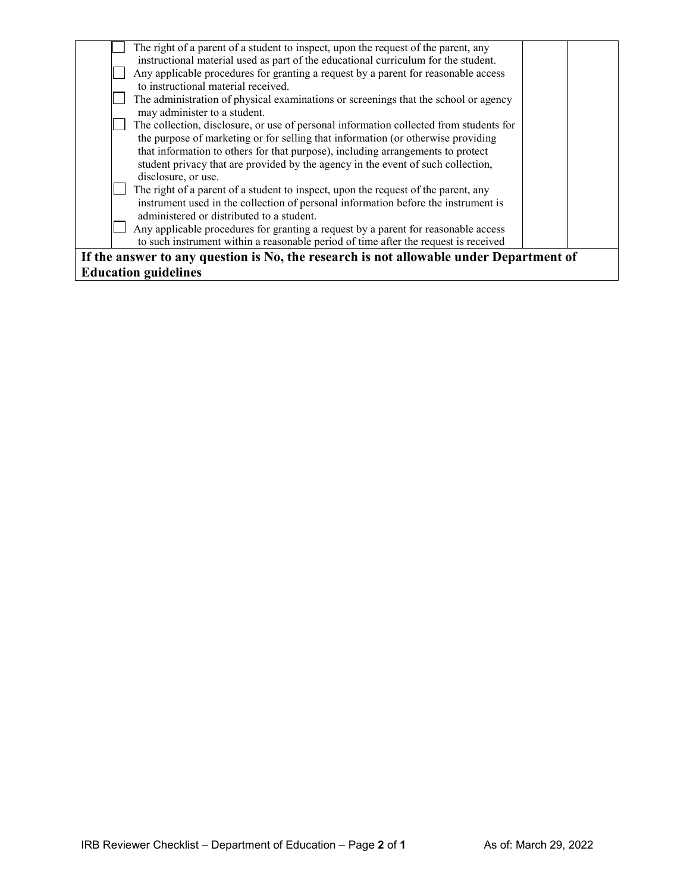| | | | |
|---|---|---|---|
| | ☐ The right of a parent of a student to inspect, upon the request of the parent, any instructional material used as part of the educational curriculum for the student.<br>☐ Any applicable procedures for granting a request by a parent for reasonable access to instructional material received.<br>☐ The administration of physical examinations or screenings that the school or agency may administer to a student.<br>☐ The collection, disclosure, or use of personal information collected from students for the purpose of marketing or for selling that information (or otherwise providing that information to others for that purpose), including arrangements to protect student privacy that are provided by the agency in the event of such collection, disclosure, or use.<br>☐ The right of a parent of a student to inspect, upon the request of the parent, any instrument used in the collection of personal information before the instrument is administered or distributed to a student.<br>☐ Any applicable procedures for granting a request by a parent for reasonable access to such instrument within a reasonable period of time after the request is received | | |

**If the answer to any question is No, the research is not allowable under Department of Education guidelines**